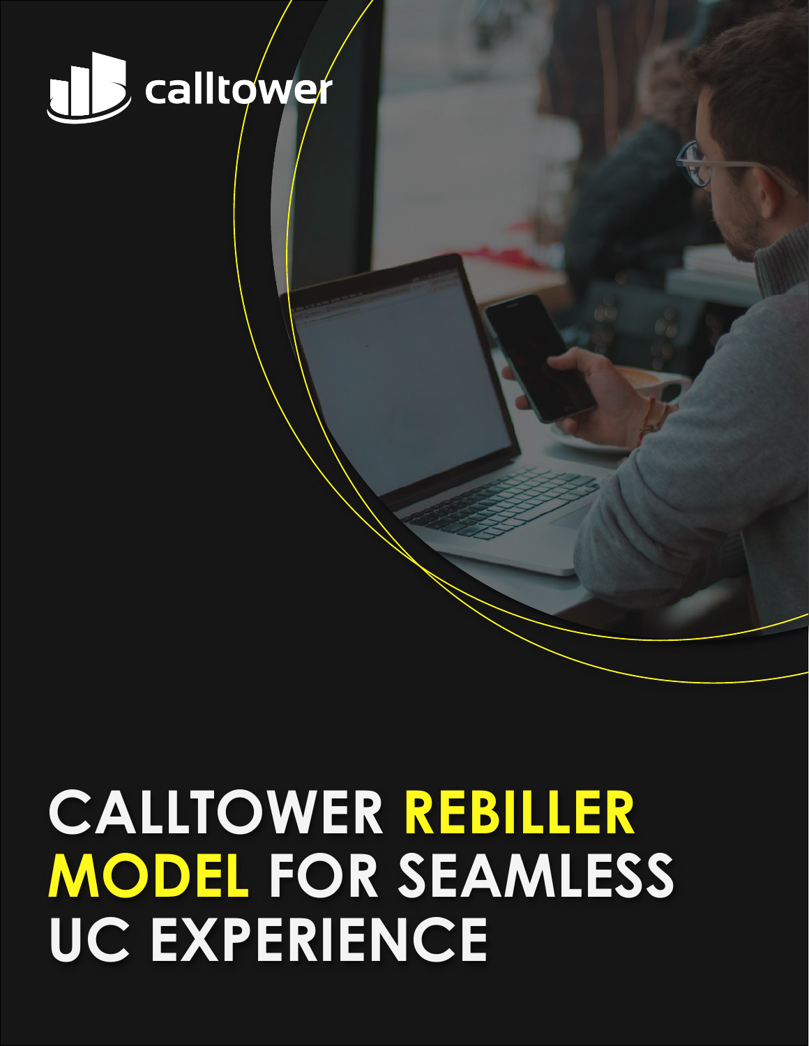calltower

# CALLTOWER REBILLER MODEL FOR SEAMLESS UC EXPERIENCE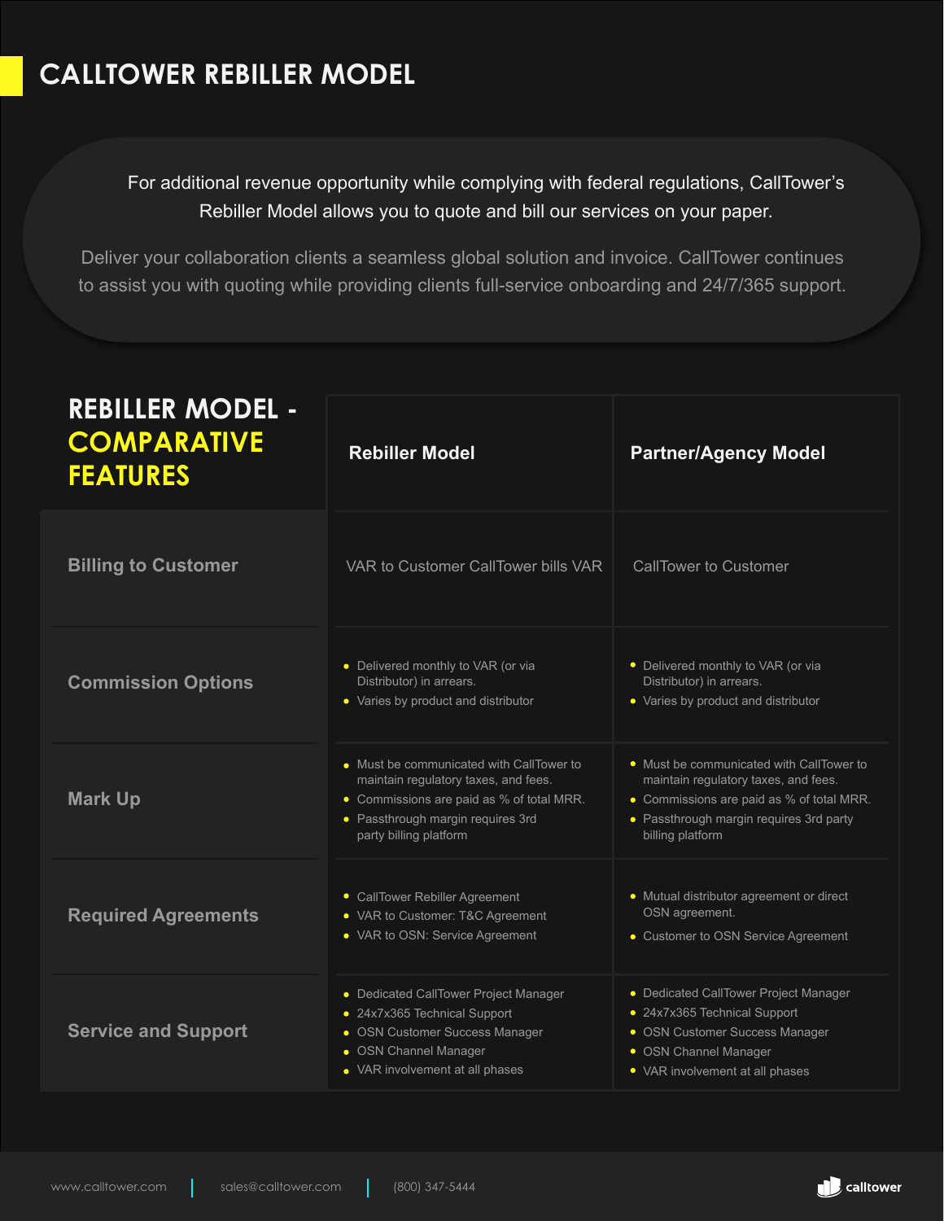# CALLTOWER REBILLER MODEL

For additional revenue opportunity while complying with federal regulations, CallTower's Rebiller Model allows you to quote and bill our services on your paper.

Deliver your collaboration clients a seamless global solution and invoice. CallTower continues to assist you with quoting while providing clients full-service onboarding and 24/7/365 support.

## REBILLER MODEL - COMPARATIVE FEATURES

| | Rebiller Model | Partner/Agency Model |
|---|---|---|
| Billing to Customer | VAR to Customer CallTower bills VAR | CallTower to Customer |
| Commission Options | • Delivered monthly to VAR (or via Distributor) in arrears.<br>• Varies by product and distributor | • Delivered monthly to VAR (or via Distributor) in arrears.<br>• Varies by product and distributor |
| Mark Up | • Must be communicated with CallTower to maintain regulatory taxes, and fees.<br>• Commissions are paid as % of total MRR.<br>• Passthrough margin requires 3rd party billing platform | • Must be communicated with CallTower to maintain regulatory taxes, and fees.<br>• Commissions are paid as % of total MRR.<br>• Passthrough margin requires 3rd party billing platform |
| Required Agreements | • CallTower Rebiller Agreement<br>• VAR to Customer: T&C Agreement<br>• VAR to OSN: Service Agreement | • Mutual distributor agreement or direct OSN agreement.<br>• Customer to OSN Service Agreement |
| Service and Support | • Dedicated CallTower Project Manager<br>• 24x7x365 Technical Support<br>• OSN Customer Success Manager<br>• OSN Channel Manager<br>• VAR involvement at all phases | • Dedicated CallTower Project Manager<br>• 24x7x365 Technical Support<br>• OSN Customer Success Manager<br>• OSN Channel Manager<br>• VAR involvement at all phases |

www.calltower.com | sales@calltower.com | (800) 347-5444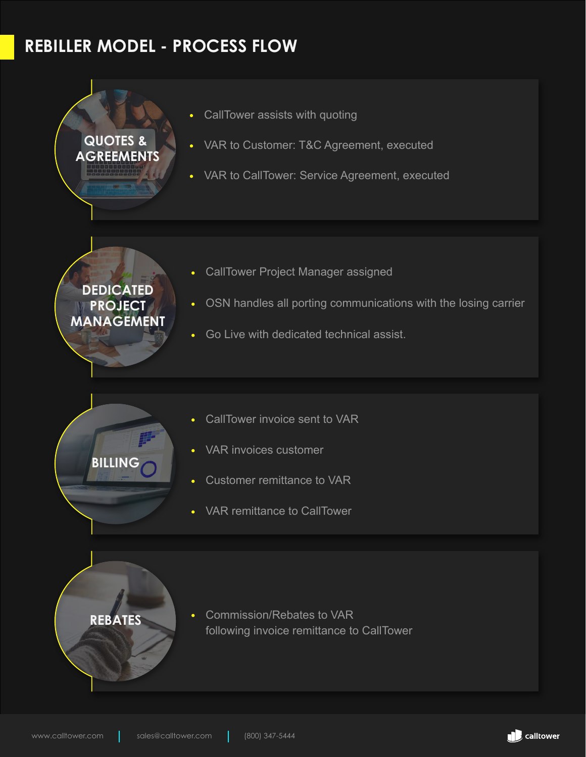# REBILLER MODEL - PROCESS FLOW

## QUOTES & AGREEMENTS

- CallTower assists with quoting
- VAR to Customer: T&C Agreement, executed
- VAR to CallTower: Service Agreement, executed

## DEDICATED PROJECT MANAGEMENT

- CallTower Project Manager assigned
- OSN handles all porting communications with the losing carrier
- Go Live with dedicated technical assist.

## BILLING

- CallTower invoice sent to VAR
- VAR invoices customer
- Customer remittance to VAR
- VAR remittance to CallTower

## REBATES

- Commission/Rebates to VAR
  following invoice remittance to CallTower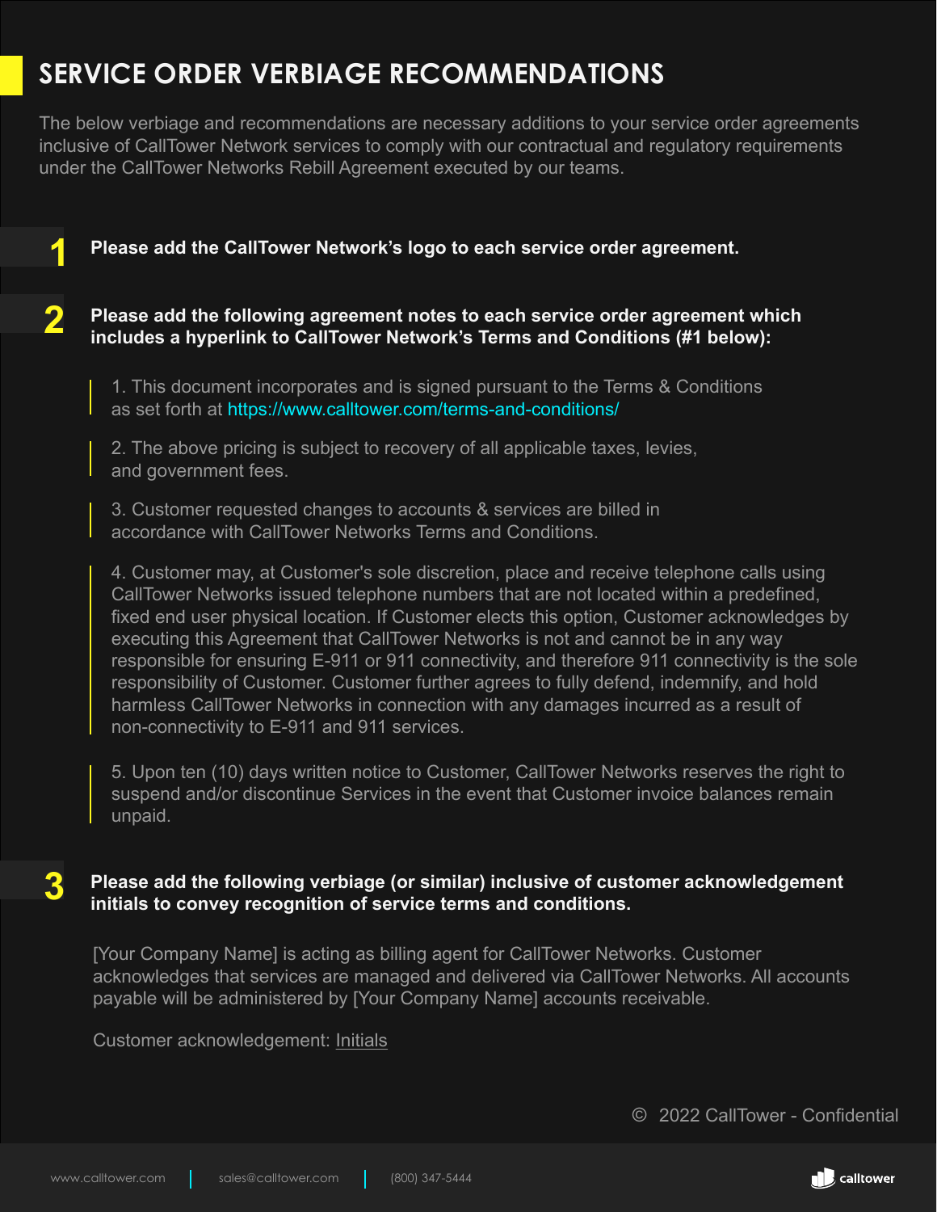# SERVICE ORDER VERBIAGE RECOMMENDATIONS

The below verbiage and recommendations are necessary additions to your service order agreements inclusive of CallTower Network services to comply with our contractual and regulatory requirements under the CallTower Networks Rebill Agreement executed by our teams.

## 1

**Please add the CallTower Network's logo to each service order agreement.**

## 2

**Please add the following agreement notes to each service order agreement which includes a hyperlink to CallTower Network's Terms and Conditions (#1 below):**

1. This document incorporates and is signed pursuant to the Terms & Conditions as set forth at https://www.calltower.com/terms-and-conditions/

2. The above pricing is subject to recovery of all applicable taxes, levies, and government fees.

3. Customer requested changes to accounts & services are billed in accordance with CallTower Networks Terms and Conditions.

4. Customer may, at Customer's sole discretion, place and receive telephone calls using CallTower Networks issued telephone numbers that are not located within a predefined, fixed end user physical location. If Customer elects this option, Customer acknowledges by executing this Agreement that CallTower Networks is not and cannot be in any way responsible for ensuring E-911 or 911 connectivity, and therefore 911 connectivity is the sole responsibility of Customer. Customer further agrees to fully defend, indemnify, and hold harmless CallTower Networks in connection with any damages incurred as a result of non-connectivity to E-911 and 911 services.

5. Upon ten (10) days written notice to Customer, CallTower Networks reserves the right to suspend and/or discontinue Services in the event that Customer invoice balances remain unpaid.

## 3

**Please add the following verbiage (or similar) inclusive of customer acknowledgement initials to convey recognition of service terms and conditions.**

[Your Company Name] is acting as billing agent for CallTower Networks. Customer acknowledges that services are managed and delivered via CallTower Networks. All accounts payable will be administered by [Your Company Name] accounts receivable.

Customer acknowledgement: Initials

© 2022 CallTower - Confidential

www.calltower.com | sales@calltower.com | (800) 347-5444